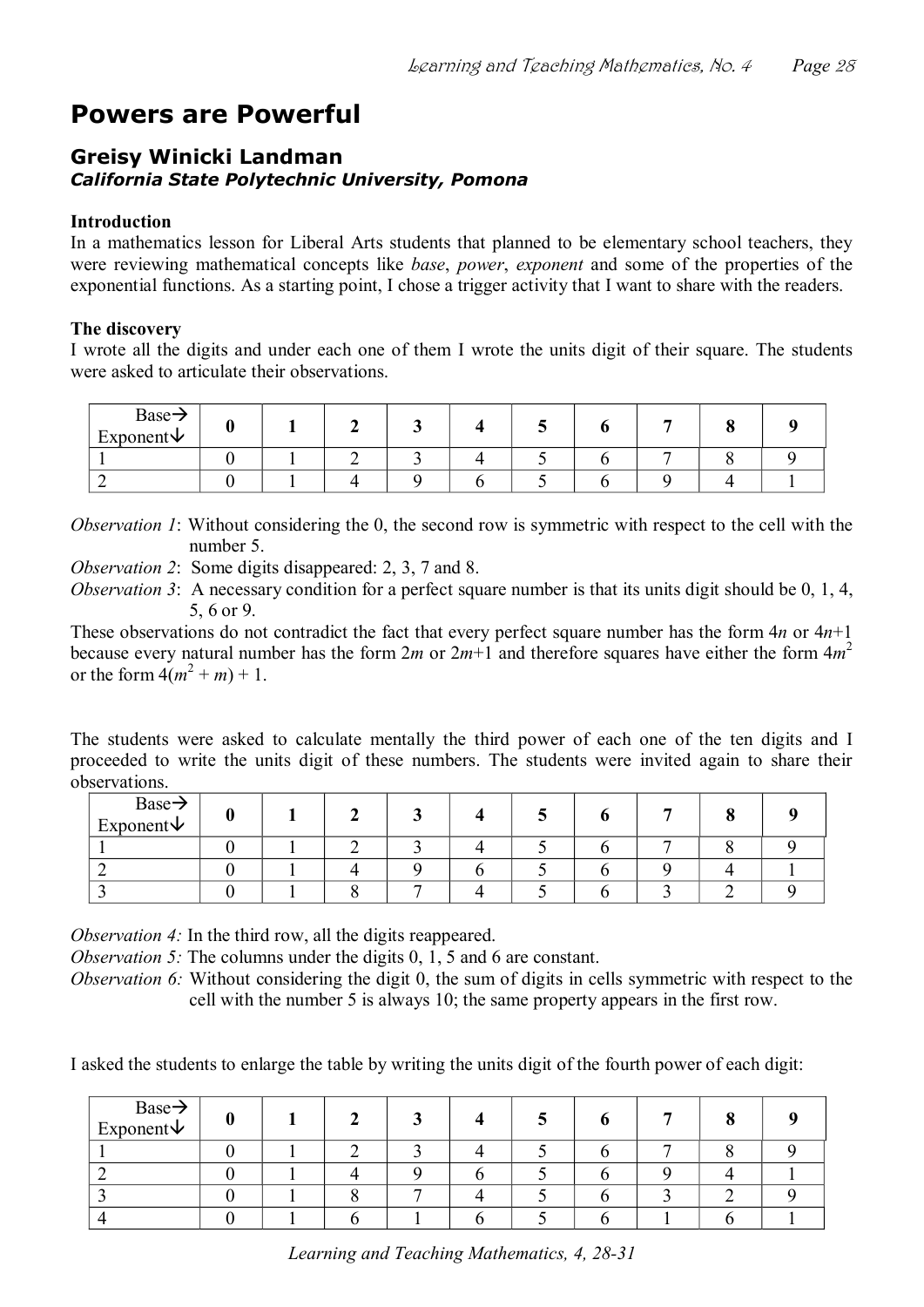# Powers are Powerful

## Greisy Winicki Landman

***California State Polytechnic University, Pomona***

**Introduction**

In a mathematics lesson for Liberal Arts students that planned to be elementary school teachers, they were reviewing mathematical concepts like *base*, *power*, *exponent* and some of the properties of the exponential functions. As a starting point, I chose a trigger activity that I want to share with the readers.

**The discovery**

I wrote all the digits and under each one of them I wrote the units digit of their square. The students were asked to articulate their observations.

| Base→ Exponent↓ | 0 | 1 | 2 | 3 | 4 | 5 | 6 | 7 | 8 | 9 |
|---|---|---|---|---|---|---|---|---|---|---|
| 1 | 0 | 1 | 2 | 3 | 4 | 5 | 6 | 7 | 8 | 9 |
| 2 | 0 | 1 | 4 | 9 | 6 | 5 | 6 | 9 | 4 | 1 |

*Observation 1*: Without considering the 0, the second row is symmetric with respect to the cell with the number 5.

*Observation 2*: Some digits disappeared: 2, 3, 7 and 8.

*Observation 3*: A necessary condition for a perfect square number is that its units digit should be 0, 1, 4, 5, 6 or 9.

These observations do not contradict the fact that every perfect square number has the form $4n$ or $4n+1$ because every natural number has the form $2m$ or $2m+1$ and therefore squares have either the form $4m^2$ or the form $4(m^2 + m) + 1$.

The students were asked to calculate mentally the third power of each one of the ten digits and I proceeded to write the units digit of these numbers. The students were invited again to share their observations.

| Base→ Exponent↓ | 0 | 1 | 2 | 3 | 4 | 5 | 6 | 7 | 8 | 9 |
|---|---|---|---|---|---|---|---|---|---|---|
| 1 | 0 | 1 | 2 | 3 | 4 | 5 | 6 | 7 | 8 | 9 |
| 2 | 0 | 1 | 4 | 9 | 6 | 5 | 6 | 9 | 4 | 1 |
| 3 | 0 | 1 | 8 | 7 | 4 | 5 | 6 | 3 | 2 | 9 |

*Observation 4:* In the third row, all the digits reappeared.

*Observation 5:* The columns under the digits 0, 1, 5 and 6 are constant.

*Observation 6:* Without considering the digit 0, the sum of digits in cells symmetric with respect to the cell with the number 5 is always 10; the same property appears in the first row.

I asked the students to enlarge the table by writing the units digit of the fourth power of each digit:

| Base→ Exponent↓ | 0 | 1 | 2 | 3 | 4 | 5 | 6 | 7 | 8 | 9 |
|---|---|---|---|---|---|---|---|---|---|---|
| 1 | 0 | 1 | 2 | 3 | 4 | 5 | 6 | 7 | 8 | 9 |
| 2 | 0 | 1 | 4 | 9 | 6 | 5 | 6 | 9 | 4 | 1 |
| 3 | 0 | 1 | 8 | 7 | 4 | 5 | 6 | 3 | 2 | 9 |
| 4 | 0 | 1 | 6 | 1 | 6 | 5 | 6 | 1 | 6 | 1 |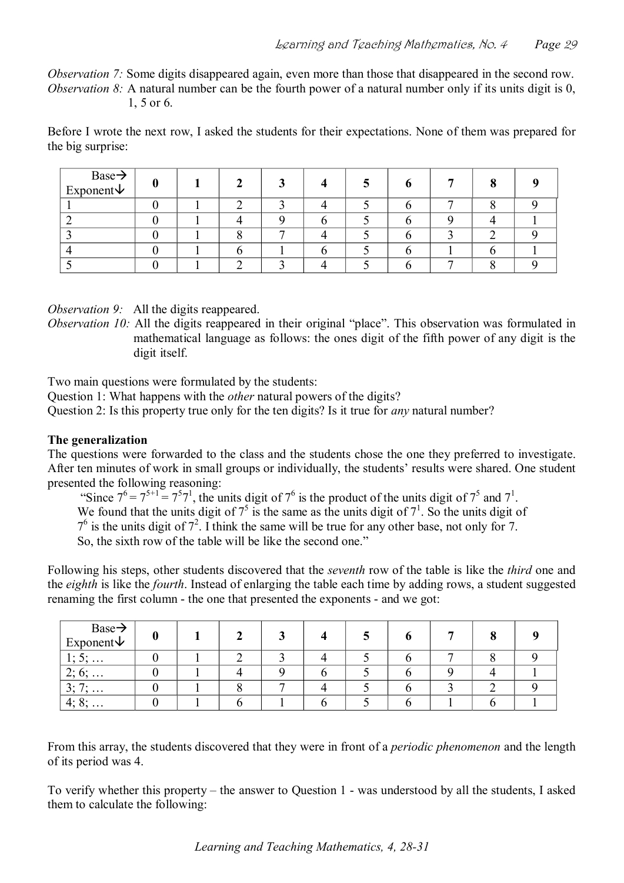*Observation 7:* Some digits disappeared again, even more than those that disappeared in the second row.
*Observation 8:* A natural number can be the fourth power of a natural number only if its units digit is 0, 1, 5 or 6.

Before I wrote the next row, I asked the students for their expectations. None of them was prepared for the big surprise:

| Base→ Exponent↓ | **0** | **1** | **2** | **3** | **4** | **5** | **6** | **7** | **8** | **9** |
|---|---|---|---|---|---|---|---|---|---|---|
| 1 | 0 | 1 | 2 | 3 | 4 | 5 | 6 | 7 | 8 | 9 |
| 2 | 0 | 1 | 4 | 9 | 6 | 5 | 6 | 9 | 4 | 1 |
| 3 | 0 | 1 | 8 | 7 | 4 | 5 | 6 | 3 | 2 | 9 |
| 4 | 0 | 1 | 6 | 1 | 6 | 5 | 6 | 1 | 6 | 1 |
| 5 | 0 | 1 | 2 | 3 | 4 | 5 | 6 | 7 | 8 | 9 |

*Observation 9:* All the digits reappeared.
*Observation 10:* All the digits reappeared in their original "place". This observation was formulated in mathematical language as follows: the ones digit of the fifth power of any digit is the digit itself.

Two main questions were formulated by the students:
Question 1: What happens with the *other* natural powers of the digits?
Question 2: Is this property true only for the ten digits? Is it true for *any* natural number?

**The generalization**

The questions were forwarded to the class and the students chose the one they preferred to investigate. After ten minutes of work in small groups or individually, the students' results were shared. One student presented the following reasoning:

"Since $7^6 = 7^{5+1} = 7^5 7^1$, the units digit of $7^6$ is the product of the units digit of $7^5$ and $7^1$. We found that the units digit of $7^5$ is the same as the units digit of $7^1$. So the units digit of $7^6$ is the units digit of $7^2$. I think the same will be true for any other base, not only for 7. So, the sixth row of the table will be like the second one."

Following his steps, other students discovered that the *seventh* row of the table is like the *third* one and the *eighth* is like the *fourth*. Instead of enlarging the table each time by adding rows, a student suggested renaming the first column - the one that presented the exponents - and we got:

| Base→ Exponent↓ | **0** | **1** | **2** | **3** | **4** | **5** | **6** | **7** | **8** | **9** |
|---|---|---|---|---|---|---|---|---|---|---|
| 1; 5; … | 0 | 1 | 2 | 3 | 4 | 5 | 6 | 7 | 8 | 9 |
| 2; 6; … | 0 | 1 | 4 | 9 | 6 | 5 | 6 | 9 | 4 | 1 |
| 3; 7; … | 0 | 1 | 8 | 7 | 4 | 5 | 6 | 3 | 2 | 9 |
| 4; 8; … | 0 | 1 | 6 | 1 | 6 | 5 | 6 | 1 | 6 | 1 |

From this array, the students discovered that they were in front of a *periodic phenomenon* and the length of its period was 4.

To verify whether this property – the answer to Question 1 - was understood by all the students, I asked them to calculate the following: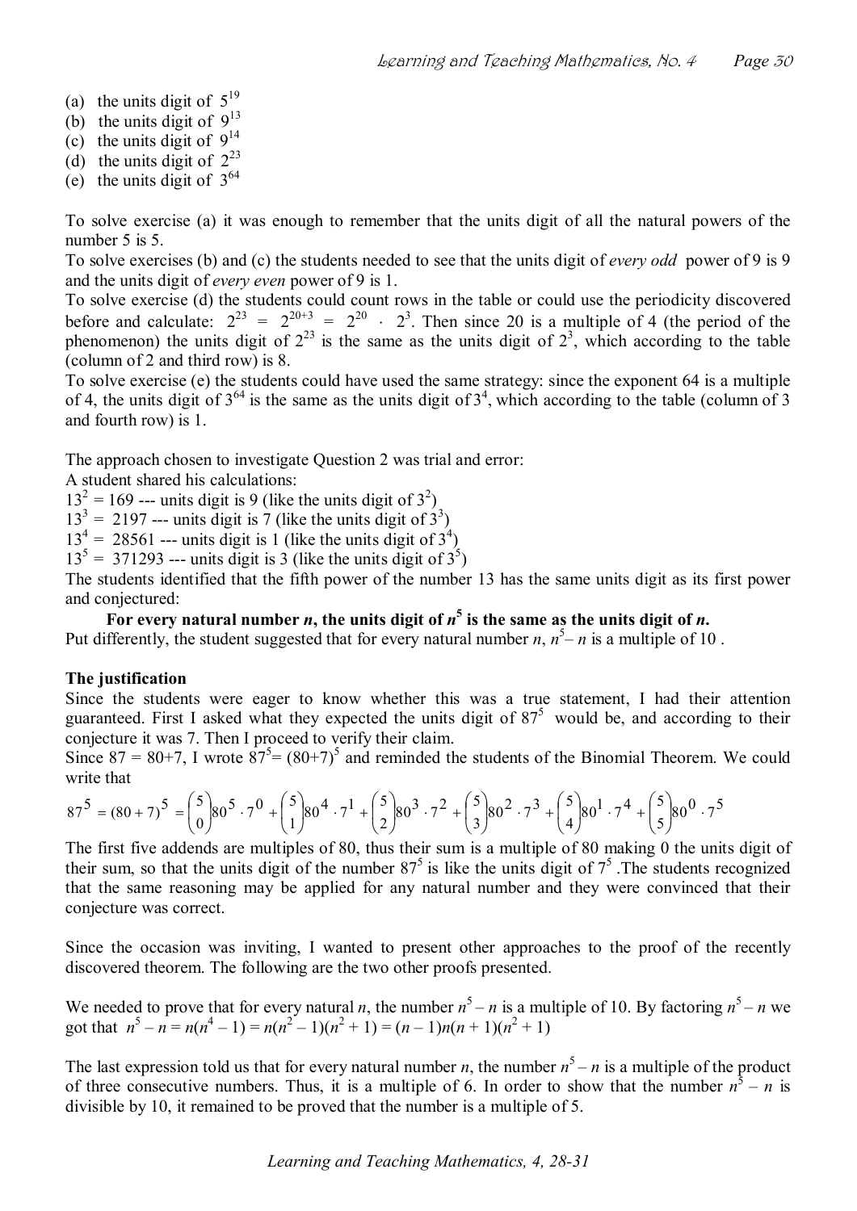(a) the units digit of $5^{19}$
(b) the units digit of $9^{13}$
(c) the units digit of $9^{14}$
(d) the units digit of $2^{23}$
(e) the units digit of $3^{64}$

To solve exercise (a) it was enough to remember that the units digit of all the natural powers of the number 5 is 5.
To solve exercises (b) and (c) the students needed to see that the units digit of *every odd* power of 9 is 9 and the units digit of *every even* power of 9 is 1.
To solve exercise (d) the students could count rows in the table or could use the periodicity discovered before and calculate: $2^{23} = 2^{20+3} = 2^{20} \cdot 2^3$. Then since 20 is a multiple of 4 (the period of the phenomenon) the units digit of $2^{23}$ is the same as the units digit of $2^3$, which according to the table (column of 2 and third row) is 8.
To solve exercise (e) the students could have used the same strategy: since the exponent 64 is a multiple of 4, the units digit of $3^{64}$ is the same as the units digit of $3^4$, which according to the table (column of 3 and fourth row) is 1.

The approach chosen to investigate Question 2 was trial and error:
A student shared his calculations:
$13^2 = 169$ --- units digit is 9 (like the units digit of $3^2$)
$13^3 = 2197$ --- units digit is 7 (like the units digit of $3^3$)
$13^4 = 28561$ --- units digit is 1 (like the units digit of $3^4$)
$13^5 = 371293$ --- units digit is 3 (like the units digit of $3^5$)
The students identified that the fifth power of the number 13 has the same units digit as its first power and conjectured:

**For every natural number $n$, the units digit of $n^5$ is the same as the units digit of $n$.**

Put differently, the student suggested that for every natural number $n$, $n^5 - n$ is a multiple of 10 .

**The justification**

Since the students were eager to know whether this was a true statement, I had their attention guaranteed. First I asked what they expected the units digit of $87^5$ would be, and according to their conjecture it was 7. Then I proceed to verify their claim.
Since 87 = 80+7, I wrote $87^5 = (80+7)^5$ and reminded the students of the Binomial Theorem. We could write that

$$87^5 = (80+7)^5 = \binom{5}{0}80^5 \cdot 7^0 + \binom{5}{1}80^4 \cdot 7^1 + \binom{5}{2}80^3 \cdot 7^2 + \binom{5}{3}80^2 \cdot 7^3 + \binom{5}{4}80^1 \cdot 7^4 + \binom{5}{5}80^0 \cdot 7^5$$

The first five addends are multiples of 80, thus their sum is a multiple of 80 making 0 the units digit of their sum, so that the units digit of the number $87^5$ is like the units digit of $7^5$. The students recognized that the same reasoning may be applied for any natural number and they were convinced that their conjecture was correct.

Since the occasion was inviting, I wanted to present other approaches to the proof of the recently discovered theorem. The following are the two other proofs presented.

We needed to prove that for every natural $n$, the number $n^5 - n$ is a multiple of 10. By factoring $n^5 - n$ we got that $n^5 - n = n(n^4 - 1) = n(n^2 - 1)(n^2 + 1) = (n - 1)n(n + 1)(n^2 + 1)$

The last expression told us that for every natural number $n$, the number $n^5 - n$ is a multiple of the product of three consecutive numbers. Thus, it is a multiple of 6. In order to show that the number $n^5 - n$ is divisible by 10, it remained to be proved that the number is a multiple of 5.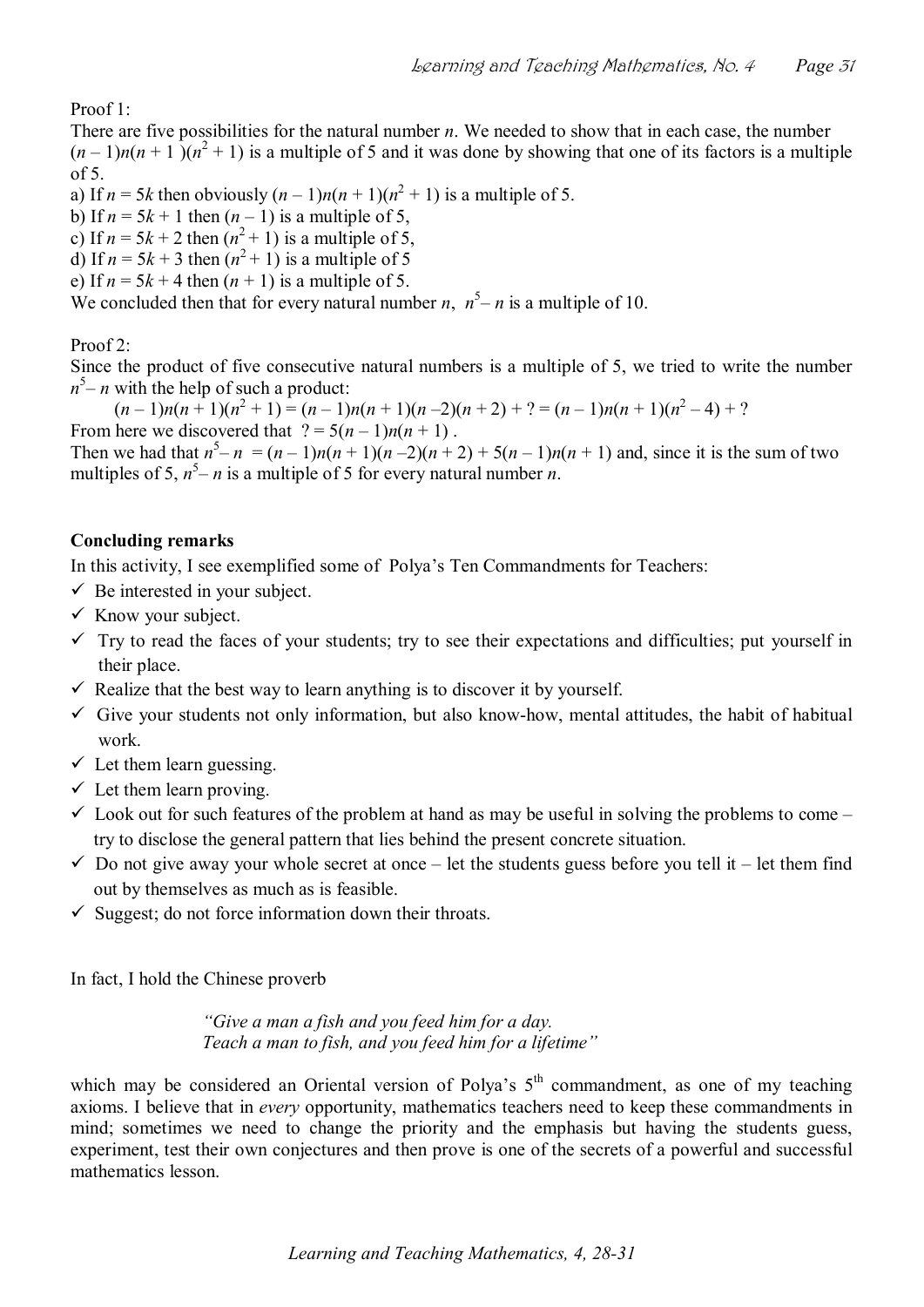Proof 1:

There are five possibilities for the natural number $n$. We needed to show that in each case, the number $(n-1)n(n+1)(n^2+1)$ is a multiple of 5 and it was done by showing that one of its factors is a multiple of 5.

a) If $n = 5k$ then obviously $(n-1)n(n+1)(n^2+1)$ is a multiple of 5.
b) If $n = 5k + 1$ then $(n-1)$ is a multiple of 5,
c) If $n = 5k + 2$ then $(n^2+1)$ is a multiple of 5,
d) If $n = 5k + 3$ then $(n^2+1)$ is a multiple of 5
e) If $n = 5k + 4$ then $(n+1)$ is a multiple of 5.

We concluded then that for every natural number $n$, $n^5 - n$ is a multiple of 10.

Proof 2:

Since the product of five consecutive natural numbers is a multiple of 5, we tried to write the number $n^5 - n$ with the help of such a product:

$$(n-1)n(n+1)(n^2+1) = (n-1)n(n+1)(n-2)(n+2) + ? = (n-1)n(n+1)(n^2-4) + ?$$

From here we discovered that $? = 5(n-1)n(n+1)$.

Then we had that $n^5 - n = (n-1)n(n+1)(n-2)(n+2) + 5(n-1)n(n+1)$ and, since it is the sum of two multiples of 5, $n^5 - n$ is a multiple of 5 for every natural number $n$.

**Concluding remarks**

In this activity, I see exemplified some of Polya's Ten Commandments for Teachers:

- ✓ Be interested in your subject.
- ✓ Know your subject.
- ✓ Try to read the faces of your students; try to see their expectations and difficulties; put yourself in their place.
- ✓ Realize that the best way to learn anything is to discover it by yourself.
- ✓ Give your students not only information, but also know-how, mental attitudes, the habit of habitual work.
- ✓ Let them learn guessing.
- ✓ Let them learn proving.
- ✓ Look out for such features of the problem at hand as may be useful in solving the problems to come – try to disclose the general pattern that lies behind the present concrete situation.
- ✓ Do not give away your whole secret at once – let the students guess before you tell it – let them find out by themselves as much as is feasible.
- ✓ Suggest; do not force information down their throats.

In fact, I hold the Chinese proverb

> *"Give a man a fish and you feed him for a day.*
> *Teach a man to fish, and you feed him for a lifetime"*

which may be considered an Oriental version of Polya's 5th commandment, as one of my teaching axioms. I believe that in *every* opportunity, mathematics teachers need to keep these commandments in mind; sometimes we need to change the priority and the emphasis but having the students guess, experiment, test their own conjectures and then prove is one of the secrets of a powerful and successful mathematics lesson.